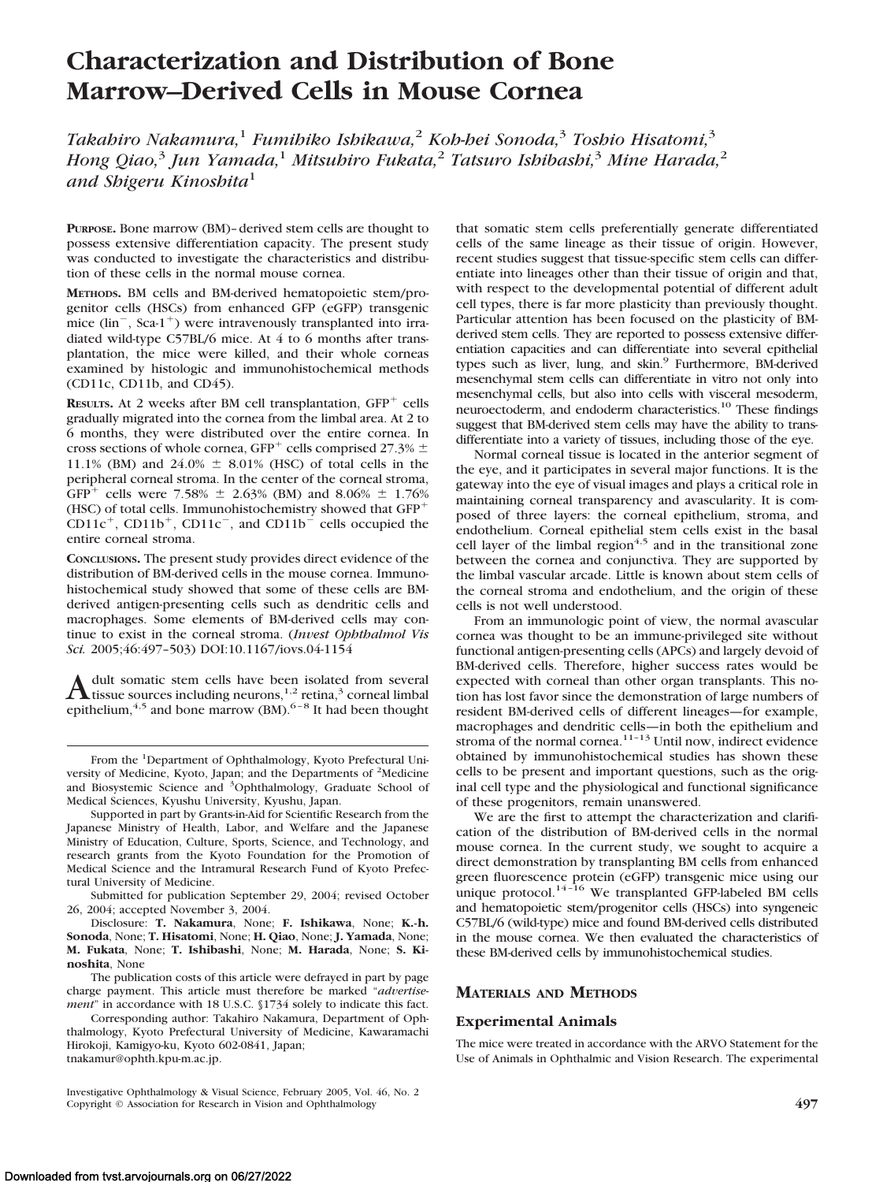# Characterization and Distribution of Bone Marrow–Derived Cells in Mouse Cornea

*Takahiro Nakamura,[1] Fumihiko Ishikawa,[2] Koh-hei Sonoda,[3] Toshio Hisatomi,[3] Hong Qiao,[3] Jun Yamada,[1] Mitsuhiro Fukata,[2] Tatsuro Ishibashi,[3] Mine Harada,[2] and Shigeru Kinoshita[1]*

**PURPOSE.** Bone marrow (BM)–derived stem cells are thought to possess extensive differentiation capacity. The present study was conducted to investigate the characteristics and distribution of these cells in the normal mouse cornea.

**METHODS.** BM cells and BM-derived hematopoietic stem/progenitor cells (HSCs) from enhanced GFP (eGFP) transgenic mice ($lin^-$, $Sca\text{-}1^+$) were intravenously transplanted into irradiated wild-type C57BL/6 mice. At 4 to 6 months after transplantation, the mice were killed, and their whole corneas examined by histologic and immunohistochemical methods (CD11c, CD11b, and CD45).

**RESULTS.** At 2 weeks after BM cell transplantation, $GFP^+$ cells gradually migrated into the cornea from the limbal area. At 2 to 6 months, they were distributed over the entire cornea. In cross sections of whole cornea, $GFP^+$ cells comprised 27.3% ± 11.1% (BM) and 24.0% ± 8.01% (HSC) of total cells in the peripheral corneal stroma. In the center of the corneal stroma, $GFP^+$ cells were 7.58% ± 2.63% (BM) and 8.06% ± 1.76% (HSC) of total cells. Immunohistochemistry showed that $GFP^+$ $CD11c^+$, $CD11b^+$, $CD11c^-$, and $CD11b^-$ cells occupied the entire corneal stroma.

**CONCLUSIONS.** The present study provides direct evidence of the distribution of BM-derived cells in the mouse cornea. Immunohistochemical study showed that some of these cells are BM-derived antigen-presenting cells such as dendritic cells and macrophages. Some elements of BM-derived cells may continue to exist in the corneal stroma. (*Invest Ophthalmol Vis Sci.* 2005;46:497–503) DOI:10.1167/iovs.04-1154

Adult somatic stem cells have been isolated from several tissue sources including neurons,[1,2] retina,[3] corneal limbal epithelium,[4,5] and bone marrow (BM).[6–8] It had been thought that somatic stem cells preferentially generate differentiated cells of the same lineage as their tissue of origin. However, recent studies suggest that tissue-specific stem cells can differentiate into lineages other than their tissue of origin and that, with respect to the developmental potential of different adult cell types, there is far more plasticity than previously thought. Particular attention has been focused on the plasticity of BM-derived stem cells. They are reported to possess extensive differentiation capacities and can differentiate into several epithelial types such as liver, lung, and skin.[9] Furthermore, BM-derived mesenchymal stem cells can differentiate in vitro not only into mesenchymal cells, but also into cells with visceral mesoderm, neuroectoderm, and endoderm characteristics.[10] These findings suggest that BM-derived stem cells may have the ability to transdifferentiate into a variety of tissues, including those of the eye.

Normal corneal tissue is located in the anterior segment of the eye, and it participates in several major functions. It is the gateway into the eye of visual images and plays a critical role in maintaining corneal transparency and avascularity. It is composed of three layers: the corneal epithelium, stroma, and endothelium. Corneal epithelial stem cells exist in the basal cell layer of the limbal region[4,5] and in the transitional zone between the cornea and conjunctiva. They are supported by the limbal vascular arcade. Little is known about stem cells of the corneal stroma and endothelium, and the origin of these cells is not well understood.

From an immunologic point of view, the normal avascular cornea was thought to be an immune-privileged site without functional antigen-presenting cells (APCs) and largely devoid of BM-derived cells. Therefore, higher success rates would be expected with corneal than other organ transplants. This notion has lost favor since the demonstration of large numbers of resident BM-derived cells of different lineages—for example, macrophages and dendritic cells—in both the epithelium and stroma of the normal cornea.[11–13] Until now, indirect evidence obtained by immunohistochemical studies has shown these cells to be present and important questions, such as the original cell type and the physiological and functional significance of these progenitors, remain unanswered.

We are the first to attempt the characterization and clarification of the distribution of BM-derived cells in the normal mouse cornea. In the current study, we sought to acquire a direct demonstration by transplanting BM cells from enhanced green fluorescence protein (eGFP) transgenic mice using our unique protocol.[14–16] We transplanted GFP-labeled BM cells and hematopoietic stem/progenitor cells (HSCs) into syngeneic C57BL/6 (wild-type) mice and found BM-derived cells distributed in the mouse cornea. We then evaluated the characteristics of these BM-derived cells by immunohistochemical studies.

## MATERIALS AND METHODS

### Experimental Animals

The mice were treated in accordance with the ARVO Statement for the Use of Animals in Ophthalmic and Vision Research. The experimental

---

From the [1]Department of Ophthalmology, Kyoto Prefectural University of Medicine, Kyoto, Japan; and the Departments of [2]Medicine and Biosystemic Science and [3]Ophthalmology, Graduate School of Medical Sciences, Kyushu University, Kyushu, Japan.

Supported in part by Grants-in-Aid for Scientific Research from the Japanese Ministry of Health, Labor, and Welfare and the Japanese Ministry of Education, Culture, Sports, Science, and Technology, and research grants from the Kyoto Foundation for the Promotion of Medical Science and the Intramural Research Fund of Kyoto Prefectural University of Medicine.

Submitted for publication September 29, 2004; revised October 26, 2004; accepted November 3, 2004.

Disclosure: **T. Nakamura**, None; **F. Ishikawa**, None; **K.-h. Sonoda**, None; **T. Hisatomi**, None; **H. Qiao**, None; **J. Yamada**, None; **M. Fukata**, None; **T. Ishibashi**, None; **M. Harada**, None; **S. Kinoshita**, None

The publication costs of this article were defrayed in part by page charge payment. This article must therefore be marked "*advertisement*" in accordance with 18 U.S.C. §1734 solely to indicate this fact.

Corresponding author: Takahiro Nakamura, Department of Ophthalmology, Kyoto Prefectural University of Medicine, Kawaramachi Hirokoji, Kamigyo-ku, Kyoto 602-0841, Japan; tnakamur@ophth.kpu-m.ac.jp.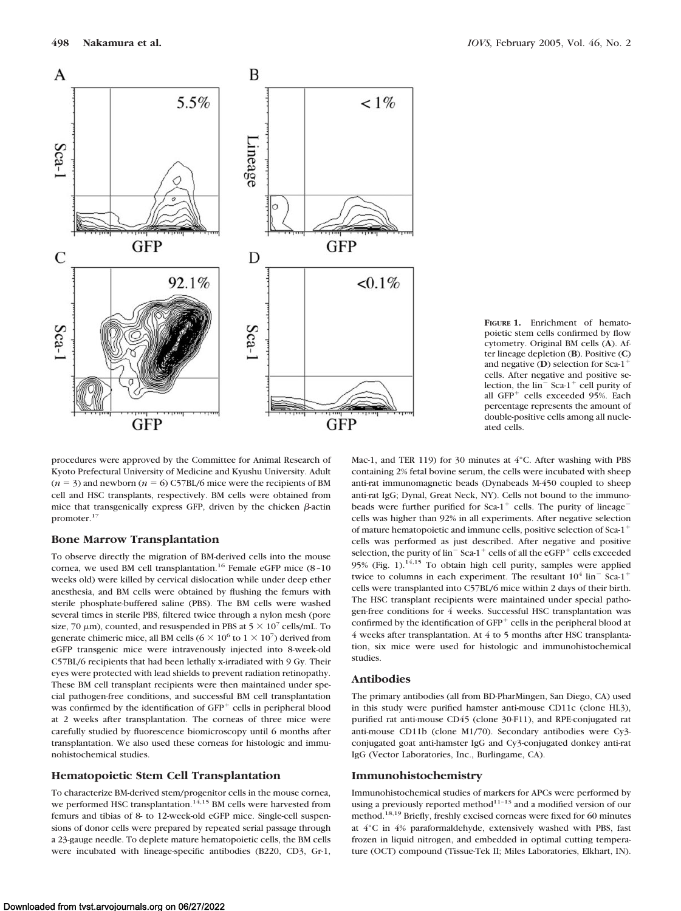**Figure 1.** Enrichment of hematopoietic stem cells confirmed by flow cytometry. Original BM cells (**A**). After lineage depletion (**B**). Positive (**C**) and negative (**D**) selection for Sca-1$^+$ cells. After negative and positive selection, the lin$^-$ Sca-1$^+$ cell purity of all GFP$^+$ cells exceeded 95%. Each percentage represents the amount of double-positive cells among all nucleated cells.

procedures were approved by the Committee for Animal Research of Kyoto Prefectural University of Medicine and Kyushu University. Adult ($n = 3$) and newborn ($n = 6$) C57BL/6 mice were the recipients of BM cell and HSC transplants, respectively. BM cells were obtained from mice that transgenically express GFP, driven by the chicken β-actin promoter.[17]

### Bone Marrow Transplantation

To observe directly the migration of BM-derived cells into the mouse cornea, we used BM cell transplantation.[16] Female eGFP mice (8–10 weeks old) were killed by cervical dislocation while under deep ether anesthesia, and BM cells were obtained by flushing the femurs with sterile phosphate-buffered saline (PBS). The BM cells were washed several times in sterile PBS, filtered twice through a nylon mesh (pore size, 70 μm), counted, and resuspended in PBS at $5 \times 10^7$ cells/mL. To generate chimeric mice, all BM cells ($6 \times 10^6$ to $1 \times 10^7$) derived from eGFP transgenic mice were intravenously injected into 8-week-old C57BL/6 recipients that had been lethally x-irradiated with 9 Gy. Their eyes were protected with lead shields to prevent radiation retinopathy. These BM cell transplant recipients were then maintained under special pathogen-free conditions, and successful BM cell transplantation was confirmed by the identification of GFP$^+$ cells in peripheral blood at 2 weeks after transplantation. The corneas of three mice were carefully studied by fluorescence biomicroscopy until 6 months after transplantation. We also used these corneas for histologic and immunohistochemical studies.

### Hematopoietic Stem Cell Transplantation

To characterize BM-derived stem/progenitor cells in the mouse cornea, we performed HSC transplantation.[14,15] BM cells were harvested from femurs and tibias of 8- to 12-week-old eGFP mice. Single-cell suspensions of donor cells were prepared by repeated serial passage through a 23-gauge needle. To deplete mature hematopoietic cells, the BM cells were incubated with lineage-specific antibodies (B220, CD3, Gr-1, Mac-1, and TER 119) for 30 minutes at 4°C. After washing with PBS containing 2% fetal bovine serum, the cells were incubated with sheep anti-rat immunomagnetic beads (Dynabeads M-450 coupled to sheep anti-rat IgG; Dynal, Great Neck, NY). Cells not bound to the immunobeads were further purified for Sca-1$^+$ cells. The purity of lineage$^-$ cells was higher than 92% in all experiments. After negative selection of mature hematopoietic and immune cells, positive selection of Sca-1$^+$ cells was performed as just described. After negative and positive selection, the purity of lin$^-$ Sca-1$^+$ cells of all the eGFP$^+$ cells exceeded 95% (Fig. 1).[14,15] To obtain high cell purity, samples were applied twice to columns in each experiment. The resultant $10^4$ lin$^-$ Sca-1$^+$ cells were transplanted into C57BL/6 mice within 2 days of their birth. The HSC transplant recipients were maintained under special pathogen-free conditions for 4 weeks. Successful HSC transplantation was confirmed by the identification of GFP$^+$ cells in the peripheral blood at 4 weeks after transplantation. At 4 to 5 months after HSC transplantation, six mice were used for histologic and immunohistochemical studies.

### Antibodies

The primary antibodies (all from BD-PharMingen, San Diego, CA) used in this study were purified hamster anti-mouse CD11c (clone HL3), purified rat anti-mouse CD45 (clone 30-F11), and RPE-conjugated rat anti-mouse CD11b (clone M1/70). Secondary antibodies were Cy3-conjugated goat anti-hamster IgG and Cy3-conjugated donkey anti-rat IgG (Vector Laboratories, Inc., Burlingame, CA).

### Immunohistochemistry

Immunohistochemical studies of markers for APCs were performed by using a previously reported method[11–13] and a modified version of our method.[18,19] Briefly, freshly excised corneas were fixed for 60 minutes at 4°C in 4% paraformaldehyde, extensively washed with PBS, fast frozen in liquid nitrogen, and embedded in optimal cutting temperature (OCT) compound (Tissue-Tek II; Miles Laboratories, Elkhart, IN).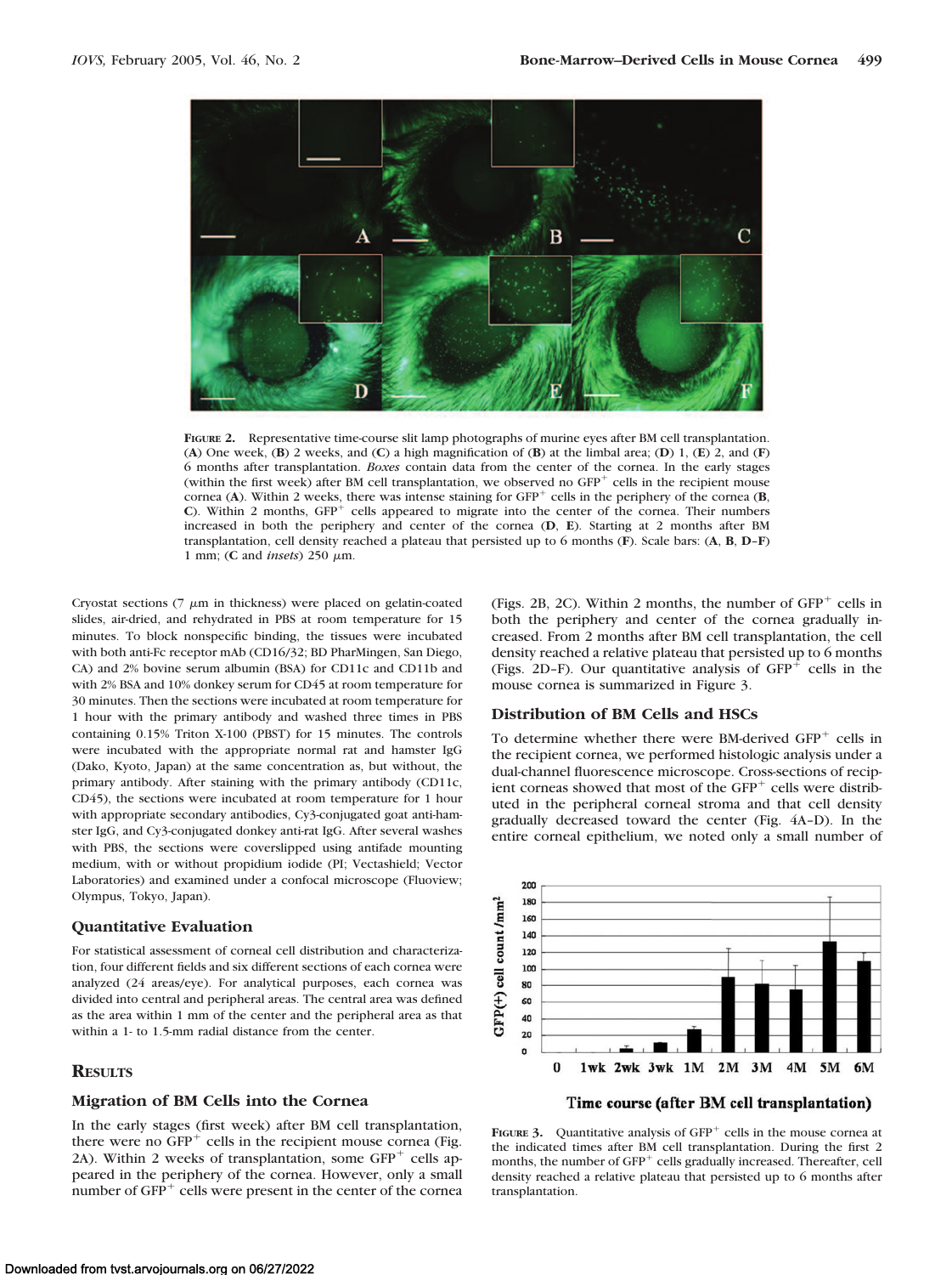**FIGURE 2.** Representative time-course slit lamp photographs of murine eyes after BM cell transplantation. (**A**) One week, (**B**) 2 weeks, and (**C**) a high magnification of (**B**) at the limbal area; (**D**) 1, (**E**) 2, and (**F**) 6 months after transplantation. *Boxes* contain data from the center of the cornea. In the early stages (within the first week) after BM cell transplantation, we observed no GFP$^+$ cells in the recipient mouse cornea (**A**). Within 2 weeks, there was intense staining for GFP$^+$ cells in the periphery of the cornea (**B**, **C**). Within 2 months, GFP$^+$ cells appeared to migrate into the center of the cornea. Their numbers increased in both the periphery and center of the cornea (**D**, **E**). Starting at 2 months after BM transplantation, cell density reached a plateau that persisted up to 6 months (**F**). Scale bars: (**A**, **B**, **D–F**) 1 mm; (**C** and *insets*) 250 μm.

Cryostat sections (7 μm in thickness) were placed on gelatin-coated slides, air-dried, and rehydrated in PBS at room temperature for 15 minutes. To block nonspecific binding, the tissues were incubated with both anti-Fc receptor mAb (CD16/32; BD PharMingen, San Diego, CA) and 2% bovine serum albumin (BSA) for CD11c and CD11b and with 2% BSA and 10% donkey serum for CD45 at room temperature for 30 minutes. Then the sections were incubated at room temperature for 1 hour with the primary antibody and washed three times in PBS containing 0.15% Triton X-100 (PBST) for 15 minutes. The controls were incubated with the appropriate normal rat and hamster IgG (Dako, Kyoto, Japan) at the same concentration as, but without, the primary antibody. After staining with the primary antibody (CD11c, CD45), the sections were incubated at room temperature for 1 hour with appropriate secondary antibodies, Cy3-conjugated goat anti-hamster IgG, and Cy3-conjugated donkey anti-rat IgG. After several washes with PBS, the sections were coverslipped using antifade mounting medium, with or without propidium iodide (PI; Vectashield; Vector Laboratories) and examined under a confocal microscope (Fluoview; Olympus, Tokyo, Japan).

### Quantitative Evaluation

For statistical assessment of corneal cell distribution and characterization, four different fields and six different sections of each cornea were analyzed (24 areas/eye). For analytical purposes, each cornea was divided into central and peripheral areas. The central area was defined as the area within 1 mm of the center and the peripheral area as that within a 1- to 1.5-mm radial distance from the center.

## RESULTS

### Migration of BM Cells into the Cornea

In the early stages (first week) after BM cell transplantation, there were no GFP$^+$ cells in the recipient mouse cornea (Fig. 2A). Within 2 weeks of transplantation, some GFP$^+$ cells appeared in the periphery of the cornea. However, only a small number of GFP$^+$ cells were present in the center of the cornea (Figs. 2B, 2C). Within 2 months, the number of GFP$^+$ cells in both the periphery and center of the cornea gradually increased. From 2 months after BM cell transplantation, the cell density reached a relative plateau that persisted up to 6 months (Figs. 2D–F). Our quantitative analysis of GFP$^+$ cells in the mouse cornea is summarized in Figure 3.

### Distribution of BM Cells and HSCs

To determine whether there were BM-derived GFP$^+$ cells in the recipient cornea, we performed histologic analysis under a dual-channel fluorescence microscope. Cross-sections of recipient corneas showed that most of the GFP$^+$ cells were distributed in the peripheral corneal stroma and that cell density gradually decreased toward the center (Fig. 4A–D). In the entire corneal epithelium, we noted only a small number of

**FIGURE 3.** Quantitative analysis of GFP$^+$ cells in the mouse cornea at the indicated times after BM cell transplantation. During the first 2 months, the number of GFP$^+$ cells gradually increased. Thereafter, cell density reached a relative plateau that persisted up to 6 months after transplantation.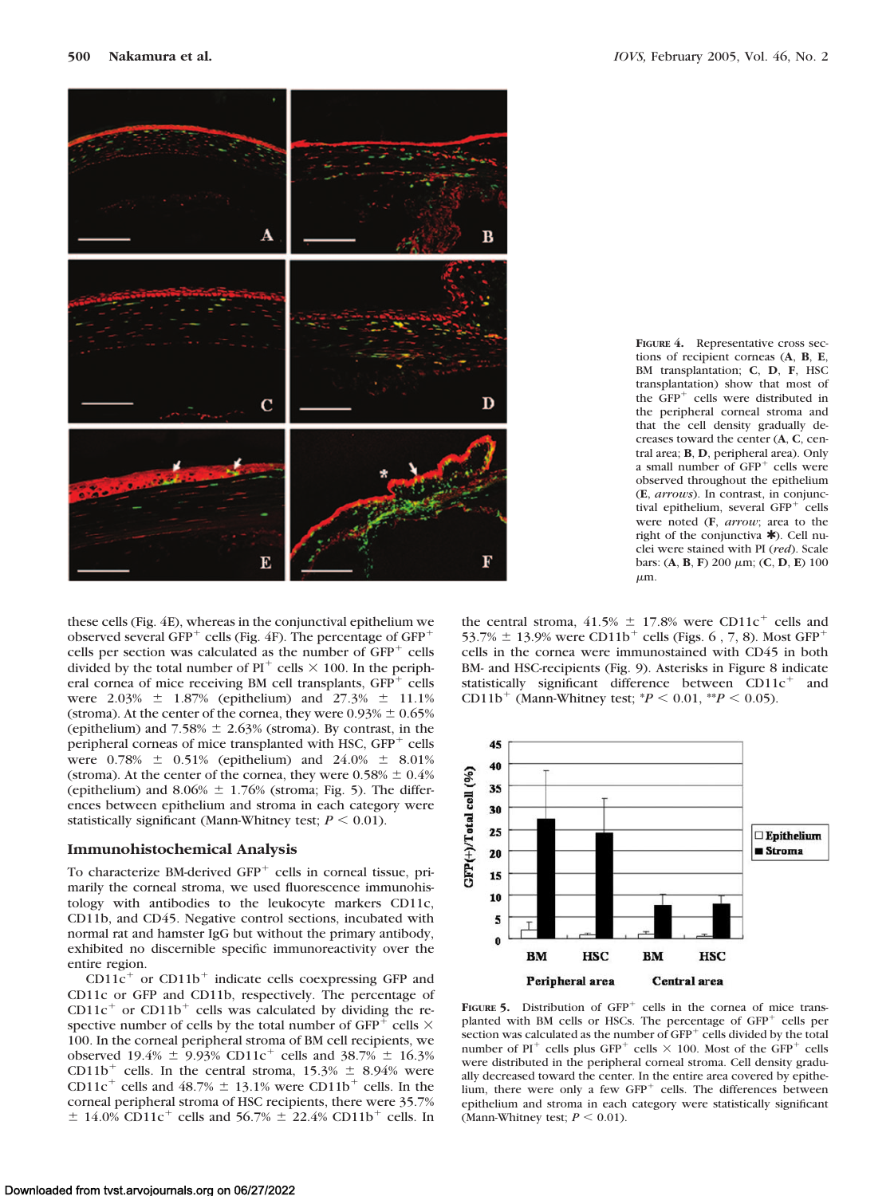FIGURE 4. Representative cross sections of recipient corneas (**A**, **B**, **E**, BM transplantation; **C**, **D**, **F**, HSC transplantation) show that most of the $GFP^+$ cells were distributed in the peripheral corneal stroma and that the cell density gradually decreases toward the center (**A**, **C**, central area; **B**, **D**, peripheral area). Only a small number of $GFP^+$ cells were observed throughout the epithelium (**E**, *arrows*). In contrast, in conjunctival epithelium, several $GFP^+$ cells were noted (**F**, *arrow*; area to the right of the conjunctiva ✱). Cell nuclei were stained with PI (*red*). Scale bars: (**A**, **B**, **F**) 200 μm; (**C**, **D**, **E**) 100 μm.

these cells (Fig. 4E), whereas in the conjunctival epithelium we observed several $GFP^+$ cells (Fig. 4F). The percentage of $GFP^+$ cells per section was calculated as the number of $GFP^+$ cells divided by the total number of $PI^+$ cells × 100. In the peripheral cornea of mice receiving BM cell transplants, $GFP^+$ cells were 2.03% ± 1.87% (epithelium) and 27.3% ± 11.1% (stroma). At the center of the cornea, they were 0.93% ± 0.65% (epithelium) and 7.58% ± 2.63% (stroma). By contrast, in the peripheral corneas of mice transplanted with HSC, $GFP^+$ cells were 0.78% ± 0.51% (epithelium) and 24.0% ± 8.01% (stroma). At the center of the cornea, they were 0.58% ± 0.4% (epithelium) and 8.06% ± 1.76% (stroma; Fig. 5). The differences between epithelium and stroma in each category were statistically significant (Mann-Whitney test; $P < 0.01$).

## Immunohistochemical Analysis

To characterize BM-derived $GFP^+$ cells in corneal tissue, primarily the corneal stroma, we used fluorescence immunohistology with antibodies to the leukocyte markers CD11c, CD11b, and CD45. Negative control sections, incubated with normal rat and hamster IgG but without the primary antibody, exhibited no discernible specific immunoreactivity over the entire region.

$CD11c^+$ or $CD11b^+$ indicate cells coexpressing GFP and CD11c or GFP and CD11b, respectively. The percentage of $CD11c^+$ or $CD11b^+$ cells was calculated by dividing the respective number of cells by the total number of $GFP^+$ cells × 100. In the corneal peripheral stroma of BM cell recipients, we observed 19.4% ± 9.93% $CD11c^+$ cells and 38.7% ± 16.3% $CD11b^+$ cells. In the central stroma, 15.3% ± 8.94% were $CD11c^+$ cells and 48.7% ± 13.1% were $CD11b^+$ cells. In the corneal peripheral stroma of HSC recipients, there were 35.7% ± 14.0% $CD11c^+$ cells and 56.7% ± 22.4% $CD11b^+$ cells. In the central stroma, 41.5% ± 17.8% were $CD11c^+$ cells and 53.7% ± 13.9% were $CD11b^+$ cells (Figs. 6 , 7, 8). Most $GFP^+$ cells in the cornea were immunostained with CD45 in both BM- and HSC-recipients (Fig. 9). Asterisks in Figure 8 indicate statistically significant difference between $CD11c^+$ and $CD11b^+$ (Mann-Whitney test; $^*P < 0.01$, $^{**}P < 0.05$).

FIGURE 5. Distribution of $GFP^+$ cells in the cornea of mice transplanted with BM cells or HSCs. The percentage of $GFP^+$ cells per section was calculated as the number of $GFP^+$ cells divided by the total number of $PI^+$ cells plus $GFP^+$ cells × 100. Most of the $GFP^+$ cells were distributed in the peripheral corneal stroma. Cell density gradually decreased toward the center. In the entire area covered by epithelium, there were only a few $GFP^+$ cells. The differences between epithelium and stroma in each category were statistically significant (Mann-Whitney test; $P < 0.01$).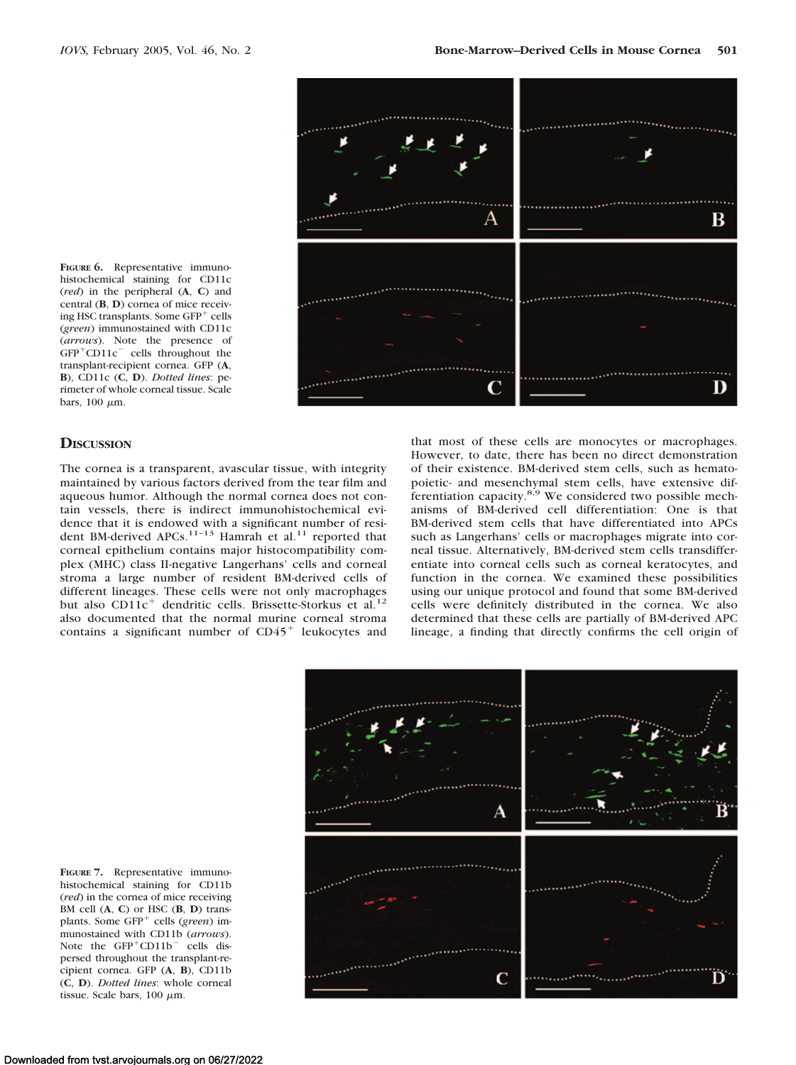**FIGURE 6.** Representative immunohistochemical staining for CD11c (*red*) in the peripheral (**A**, **C**) and central (**B**, **D**) cornea of mice receiving HSC transplants. Some GFP$^+$ cells (*green*) immunostained with CD11c (*arrows*). Note the presence of GFP$^+$CD11c$^-$ cells throughout the transplant-recipient cornea. GFP (**A**, **B**), CD11c (**C**, **D**). *Dotted lines*: perimeter of whole corneal tissue. Scale bars, 100 $\mu$m.

## DISCUSSION

The cornea is a transparent, avascular tissue, with integrity maintained by various factors derived from the tear film and aqueous humor. Although the normal cornea does not contain vessels, there is indirect immunohistochemical evidence that it is endowed with a significant number of resident BM-derived APCs.[11–13] Hamrah et al.[11] reported that corneal epithelium contains major histocompatibility complex (MHC) class II-negative Langerhans' cells and corneal stroma a large number of resident BM-derived cells of different lineages. These cells were not only macrophages but also CD11c$^+$ dendritic cells. Brissette-Storkus et al.[12] also documented that the normal murine corneal stroma contains a significant number of CD45$^+$ leukocytes and that most of these cells are monocytes or macrophages. However, to date, there has been no direct demonstration of their existence. BM-derived stem cells, such as hematopoietic- and mesenchymal stem cells, have extensive differentiation capacity.[8,9] We considered two possible mechanisms of BM-derived cell differentiation: One is that BM-derived stem cells that have differentiated into APCs such as Langerhans' cells or macrophages migrate into corneal tissue. Alternatively, BM-derived stem cells transdifferentiate into corneal cells such as corneal keratocytes, and function in the cornea. We examined these possibilities using our unique protocol and found that some BM-derived cells were definitely distributed in the cornea. We also determined that these cells are partially of BM-derived APC lineage, a finding that directly confirms the cell origin of

**FIGURE 7.** Representative immunohistochemical staining for CD11b (*red*) in the cornea of mice receiving BM cell (**A**, **C**) or HSC (**B**, **D**) transplants. Some GFP$^+$ cells (*green*) immunostained with CD11b (*arrows*). Note the GFP$^+$CD11b$^-$ cells dispersed throughout the transplant-recipient cornea. GFP (**A**, **B**), CD11b (**C**, **D**). *Dotted lines*: whole corneal tissue. Scale bars, 100 $\mu$m.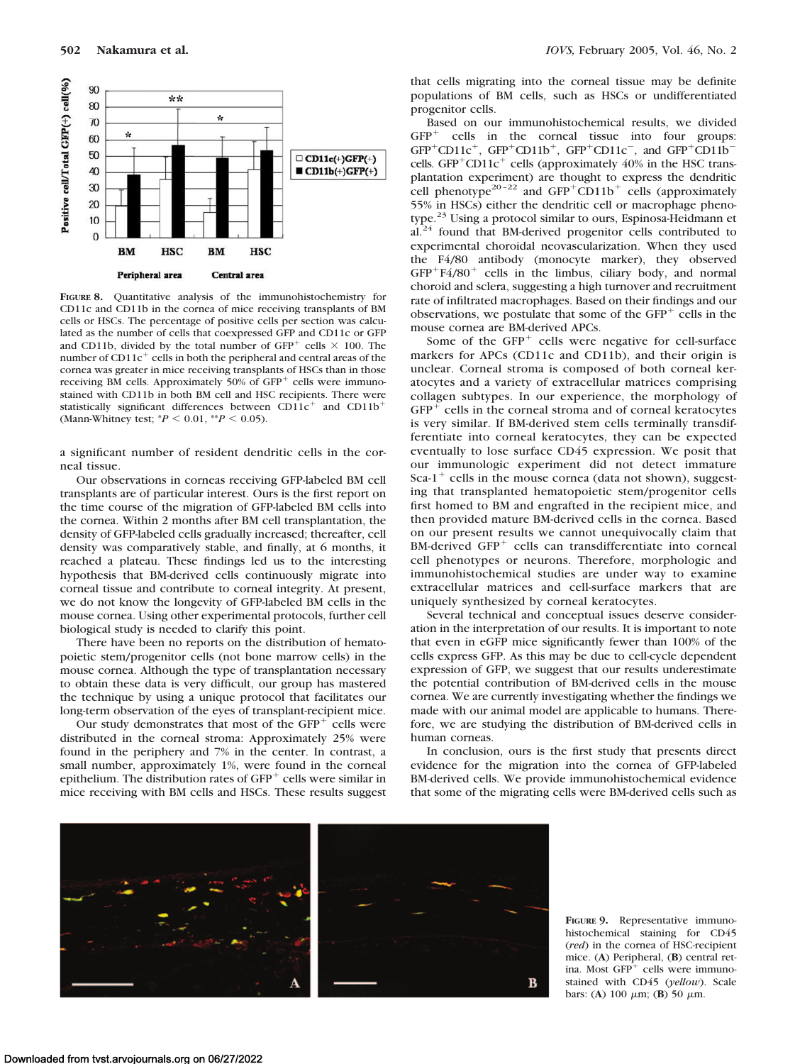FIGURE 8. Quantitative analysis of the immunohistochemistry for CD11c and CD11b in the cornea of mice receiving transplants of BM cells or HSCs. The percentage of positive cells per section was calculated as the number of cells that coexpressed GFP and CD11c or GFP and CD11b, divided by the total number of $GFP^+$ cells × 100. The number of $CD11c^+$ cells in both the peripheral and central areas of the cornea was greater in mice receiving transplants of HSCs than in those receiving BM cells. Approximately 50% of $GFP^+$ cells were immunostained with CD11b in both BM cell and HSC recipients. There were statistically significant differences between $CD11c^+$ and $CD11b^+$ (Mann-Whitney test; \*$P < 0.01$, \*\*$P < 0.05$).

a significant number of resident dendritic cells in the corneal tissue.

Our observations in corneas receiving GFP-labeled BM cell transplants are of particular interest. Ours is the first report on the time course of the migration of GFP-labeled BM cells into the cornea. Within 2 months after BM cell transplantation, the density of GFP-labeled cells gradually increased; thereafter, cell density was comparatively stable, and finally, at 6 months, it reached a plateau. These findings led us to the interesting hypothesis that BM-derived cells continuously migrate into corneal tissue and contribute to corneal integrity. At present, we do not know the longevity of GFP-labeled BM cells in the mouse cornea. Using other experimental protocols, further cell biological study is needed to clarify this point.

There have been no reports on the distribution of hematopoietic stem/progenitor cells (not bone marrow cells) in the mouse cornea. Although the type of transplantation necessary to obtain these data is very difficult, our group has mastered the technique by using a unique protocol that facilitates our long-term observation of the eyes of transplant-recipient mice.

Our study demonstrates that most of the $GFP^+$ cells were distributed in the corneal stroma: Approximately 25% were found in the periphery and 7% in the center. In contrast, a small number, approximately 1%, were found in the corneal epithelium. The distribution rates of $GFP^+$ cells were similar in mice receiving with BM cells and HSCs. These results suggest that cells migrating into the corneal tissue may be definite populations of BM cells, such as HSCs or undifferentiated progenitor cells.

Based on our immunohistochemical results, we divided $GFP^+$ cells in the corneal tissue into four groups: $GFP^+CD11c^+$, $GFP^+CD11b^+$, $GFP^+CD11c^-$, and $GFP^+CD11b^-$ cells. $GFP^+CD11c^+$ cells (approximately 40% in the HSC transplantation experiment) are thought to express the dendritic cell phenotype[20–22] and $GFP^+CD11b^+$ cells (approximately 55% in HSCs) either the dendritic cell or macrophage phenotype.[23] Using a protocol similar to ours, Espinosa-Heidmann et al.[24] found that BM-derived progenitor cells contributed to experimental choroidal neovascularization. When they used the F4/80 antibody (monocyte marker), they observed $GFP^+F4/80^+$ cells in the limbus, ciliary body, and normal choroid and sclera, suggesting a high turnover and recruitment rate of infiltrated macrophages. Based on their findings and our observations, we postulate that some of the $GFP^+$ cells in the mouse cornea are BM-derived APCs.

Some of the $GFP^+$ cells were negative for cell-surface markers for APCs (CD11c and CD11b), and their origin is unclear. Corneal stroma is composed of both corneal keratocytes and a variety of extracellular matrices comprising collagen subtypes. In our experience, the morphology of $GFP^+$ cells in the corneal stroma and of corneal keratocytes is very similar. If BM-derived stem cells terminally transdifferentiate into corneal keratocytes, they can be expected eventually to lose surface CD45 expression. We posit that our immunologic experiment did not detect immature $Sca\text{-}1^+$ cells in the mouse cornea (data not shown), suggesting that transplanted hematopoietic stem/progenitor cells first homed to BM and engrafted in the recipient mice, and then provided mature BM-derived cells in the cornea. Based on our present results we cannot unequivocally claim that BM-derived $GFP^+$ cells can transdifferentiate into corneal cell phenotypes or neurons. Therefore, morphologic and immunohistochemical studies are under way to examine extracellular matrices and cell-surface markers that are uniquely synthesized by corneal keratocytes.

Several technical and conceptual issues deserve consideration in the interpretation of our results. It is important to note that even in eGFP mice significantly fewer than 100% of the cells express GFP. As this may be due to cell-cycle dependent expression of GFP, we suggest that our results underestimate the potential contribution of BM-derived cells in the mouse cornea. We are currently investigating whether the findings we made with our animal model are applicable to humans. Therefore, we are studying the distribution of BM-derived cells in human corneas.

In conclusion, ours is the first study that presents direct evidence for the migration into the cornea of GFP-labeled BM-derived cells. We provide immunohistochemical evidence that some of the migrating cells were BM-derived cells such as

FIGURE 9. Representative immunohistochemical staining for CD45 (*red*) in the cornea of HSC-recipient mice. (**A**) Peripheral, (**B**) central retina. Most $GFP^+$ cells were immunostained with CD45 (*yellow*). Scale bars: (**A**) 100 $\mu$m; (**B**) 50 $\mu$m.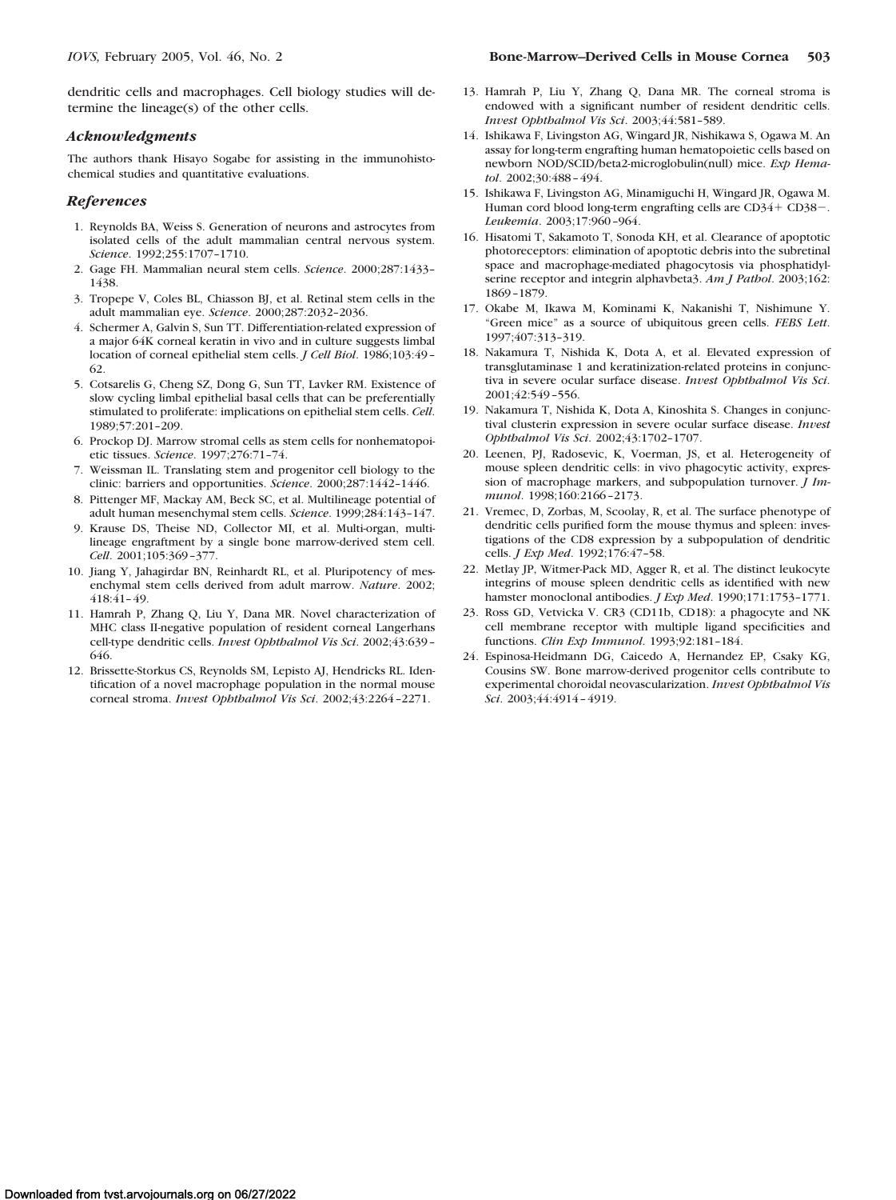dendritic cells and macrophages. Cell biology studies will determine the lineage(s) of the other cells.

### *Acknowledgments*

The authors thank Hisayo Sogabe for assisting in the immunohistochemical studies and quantitative evaluations.

### *References*

1. Reynolds BA, Weiss S. Generation of neurons and astrocytes from isolated cells of the adult mammalian central nervous system. *Science*. 1992;255:1707–1710.
2. Gage FH. Mammalian neural stem cells. *Science*. 2000;287:1433–1438.
3. Tropepe V, Coles BL, Chiasson BJ, et al. Retinal stem cells in the adult mammalian eye. *Science*. 2000;287:2032–2036.
4. Schermer A, Galvin S, Sun TT. Differentiation-related expression of a major 64K corneal keratin in vivo and in culture suggests limbal location of corneal epithelial stem cells. *J Cell Biol*. 1986;103:49–62.
5. Cotsarelis G, Cheng SZ, Dong G, Sun TT, Lavker RM. Existence of slow cycling limbal epithelial basal cells that can be preferentially stimulated to proliferate: implications on epithelial stem cells. *Cell*. 1989;57:201–209.
6. Prockop DJ. Marrow stromal cells as stem cells for nonhematopoietic tissues. *Science*. 1997;276:71–74.
7. Weissman IL. Translating stem and progenitor cell biology to the clinic: barriers and opportunities. *Science*. 2000;287:1442–1446.
8. Pittenger MF, Mackay AM, Beck SC, et al. Multilineage potential of adult human mesenchymal stem cells. *Science*. 1999;284:143–147.
9. Krause DS, Theise ND, Collector MI, et al. Multi-organ, multi-lineage engraftment by a single bone marrow-derived stem cell. *Cell*. 2001;105:369–377.
10. Jiang Y, Jahagirdar BN, Reinhardt RL, et al. Pluripotency of mesenchymal stem cells derived from adult marrow. *Nature*. 2002;418:41–49.
11. Hamrah P, Zhang Q, Liu Y, Dana MR. Novel characterization of MHC class II-negative population of resident corneal Langerhans cell-type dendritic cells. *Invest Ophthalmol Vis Sci*. 2002;43:639–646.
12. Brissette-Storkus CS, Reynolds SM, Lepisto AJ, Hendricks RL. Identification of a novel macrophage population in the normal mouse corneal stroma. *Invest Ophthalmol Vis Sci*. 2002;43:2264–2271.
13. Hamrah P, Liu Y, Zhang Q, Dana MR. The corneal stroma is endowed with a significant number of resident dendritic cells. *Invest Ophthalmol Vis Sci*. 2003;44:581–589.
14. Ishikawa F, Livingston AG, Wingard JR, Nishikawa S, Ogawa M. An assay for long-term engrafting human hematopoietic cells based on newborn NOD/SCID/beta2-microglobulin(null) mice. *Exp Hematol*. 2002;30:488–494.
15. Ishikawa F, Livingston AG, Minamiguchi H, Wingard JR, Ogawa M. Human cord blood long-term engrafting cells are CD34+ CD38−. *Leukemia*. 2003;17:960–964.
16. Hisatomi T, Sakamoto T, Sonoda KH, et al. Clearance of apoptotic photoreceptors: elimination of apoptotic debris into the subretinal space and macrophage-mediated phagocytosis via phosphatidylserine receptor and integrin alphavbeta3. *Am J Pathol*. 2003;162:1869–1879.
17. Okabe M, Ikawa M, Kominami K, Nakanishi T, Nishimune Y. "Green mice" as a source of ubiquitous green cells. *FEBS Lett*. 1997;407:313–319.
18. Nakamura T, Nishida K, Dota A, et al. Elevated expression of transglutaminase 1 and keratinization-related proteins in conjunctiva in severe ocular surface disease. *Invest Ophthalmol Vis Sci*. 2001;42:549–556.
19. Nakamura T, Nishida K, Dota A, Kinoshita S. Changes in conjunctival clusterin expression in severe ocular surface disease. *Invest Ophthalmol Vis Sci*. 2002;43:1702–1707.
20. Leenen, PJ, Radosevic, K, Voerman, JS, et al. Heterogeneity of mouse spleen dendritic cells: in vivo phagocytic activity, expression of macrophage markers, and subpopulation turnover. *J Immunol*. 1998;160:2166–2173.
21. Vremec, D, Zorbas, M, Scoolay, R, et al. The surface phenotype of dendritic cells purified form the mouse thymus and spleen: investigations of the CD8 expression by a subpopulation of dendritic cells. *J Exp Med*. 1992;176:47–58.
22. Metlay JP, Witmer-Pack MD, Agger R, et al. The distinct leukocyte integrins of mouse spleen dendritic cells as identified with new hamster monoclonal antibodies. *J Exp Med*. 1990;171:1753–1771.
23. Ross GD, Vetvicka V. CR3 (CD11b, CD18): a phagocyte and NK cell membrane receptor with multiple ligand specificities and functions. *Clin Exp Immunol*. 1993;92:181–184.
24. Espinosa-Heidmann DG, Caicedo A, Hernandez EP, Csaky KG, Cousins SW. Bone marrow-derived progenitor cells contribute to experimental choroidal neovascularization. *Invest Ophthalmol Vis Sci*. 2003;44:4914–4919.